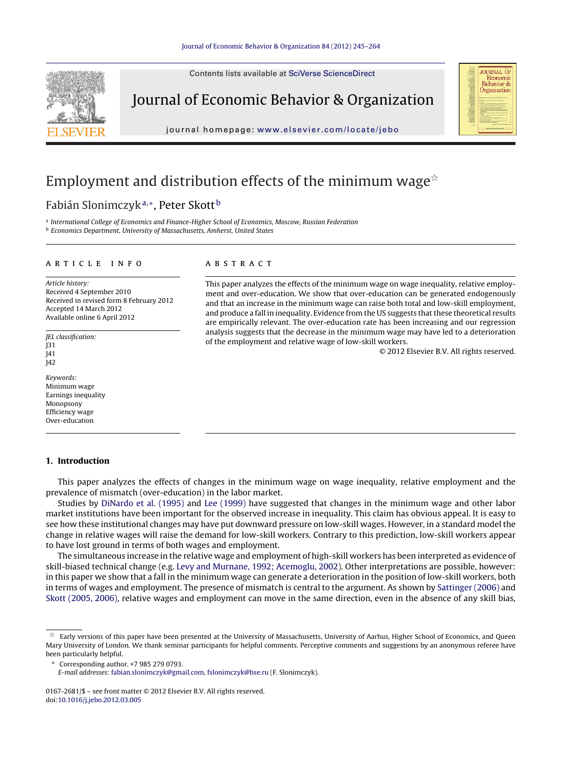# Employment and distribution effects of the minimum wage☆

Fabián Slonimczyk[a,*], Peter Skott[b]

[a] International College of Economics and Finance-Higher School of Economics, Moscow, Russian Federation
[b] Economics Department, University of Massachusetts, Amherst, United States

**ARTICLE INFO**

*Article history:*
Received 4 September 2010
Received in revised form 8 February 2012
Accepted 14 March 2012
Available online 6 April 2012

*JEL classification:*
J31
J41
J42

*Keywords:*
Minimum wage
Earnings inequality
Monopsony
Efficiency wage
Over-education

**ABSTRACT**

This paper analyzes the effects of the minimum wage on wage inequality, relative employment and over-education. We show that over-education can be generated endogenously and that an increase in the minimum wage can raise both total and low-skill employment, and produce a fall in inequality. Evidence from the US suggests that these theoretical results are empirically relevant. The over-education rate has been increasing and our regression analysis suggests that the decrease in the minimum wage may have led to a deterioration of the employment and relative wage of low-skill workers.

© 2012 Elsevier B.V. All rights reserved.

## 1. Introduction

This paper analyzes the effects of changes in the minimum wage on wage inequality, relative employment and the prevalence of mismatch (over-education) in the labor market.

Studies by DiNardo et al. (1995) and Lee (1999) have suggested that changes in the minimum wage and other labor market institutions have been important for the observed increase in inequality. This claim has obvious appeal. It is easy to see how these institutional changes may have put downward pressure on low-skill wages. However, in a standard model the change in relative wages will raise the demand for low-skill workers. Contrary to this prediction, low-skill workers appear to have lost ground in terms of both wages and employment.

The simultaneous increase in the relative wage and employment of high-skill workers has been interpreted as evidence of skill-biased technical change (e.g. Levy and Murnane, 1992; Acemoglu, 2002). Other interpretations are possible, however: in this paper we show that a fall in the minimum wage can generate a deterioration in the position of low-skill workers, both in terms of wages and employment. The presence of mismatch is central to the argument. As shown by Sattinger (2006) and Skott (2005, 2006), relative wages and employment can move in the same direction, even in the absence of any skill bias,

☆ Early versions of this paper have been presented at the University of Massachusetts, University of Aarhus, Higher School of Economics, and Queen Mary University of London. We thank seminar participants for helpful comments. Perceptive comments and suggestions by an anonymous referee have been particularly helpful.

\* Corresponding author. +7 985 279 0793.
*E-mail addresses:* fabian.slonimczyk@gmail.com, fslonimczyk@hse.ru (F. Slonimczyk).

0167-2681/$ – see front matter © 2012 Elsevier B.V. All rights reserved.
doi:10.1016/j.jebo.2012.03.005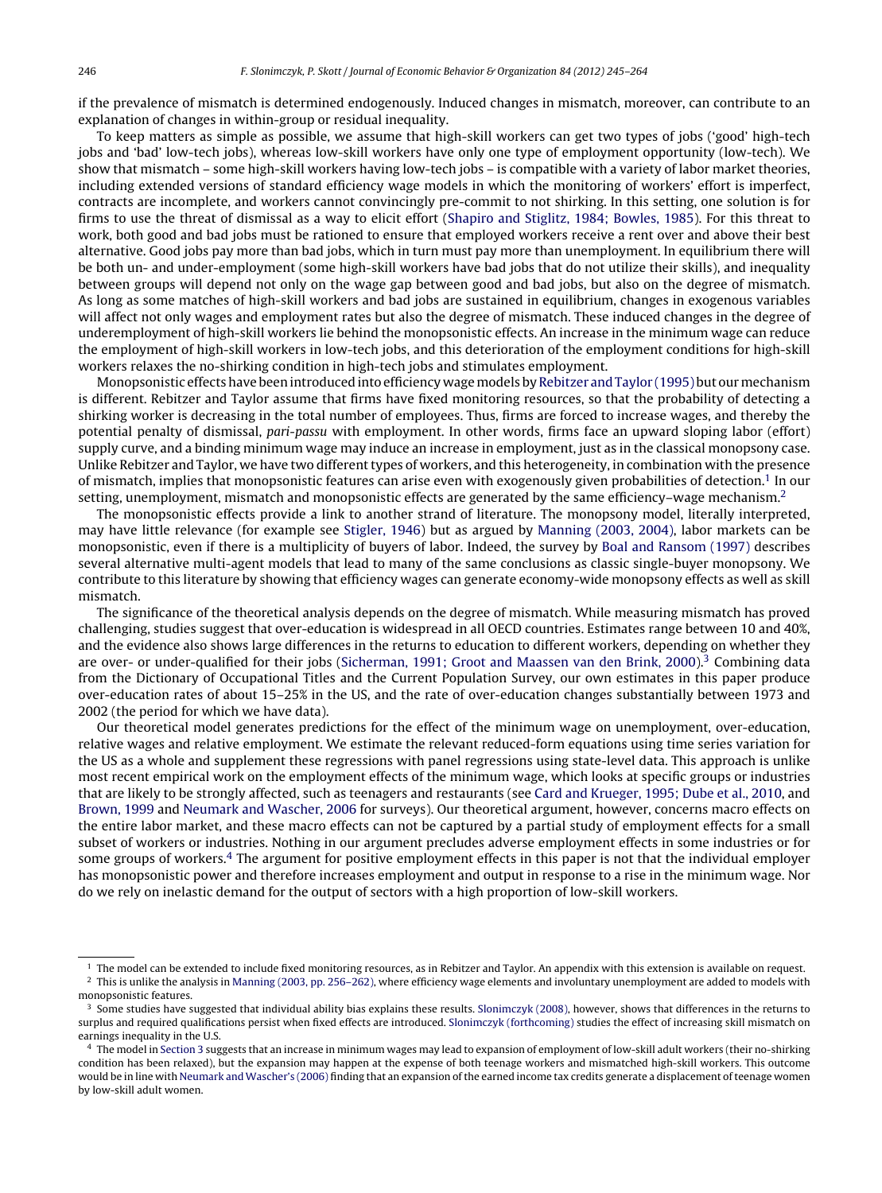if the prevalence of mismatch is determined endogenously. Induced changes in mismatch, moreover, can contribute to an explanation of changes in within-group or residual inequality.

To keep matters as simple as possible, we assume that high-skill workers can get two types of jobs ('good' high-tech jobs and 'bad' low-tech jobs), whereas low-skill workers have only one type of employment opportunity (low-tech). We show that mismatch – some high-skill workers having low-tech jobs – is compatible with a variety of labor market theories, including extended versions of standard efficiency wage models in which the monitoring of workers' effort is imperfect, contracts are incomplete, and workers cannot convincingly pre-commit to not shirking. In this setting, one solution is for firms to use the threat of dismissal as a way to elicit effort (Shapiro and Stiglitz, 1984; Bowles, 1985). For this threat to work, both good and bad jobs must be rationed to ensure that employed workers receive a rent over and above their best alternative. Good jobs pay more than bad jobs, which in turn must pay more than unemployment. In equilibrium there will be both un- and under-employment (some high-skill workers have bad jobs that do not utilize their skills), and inequality between groups will depend not only on the wage gap between good and bad jobs, but also on the degree of mismatch. As long as some matches of high-skill workers and bad jobs are sustained in equilibrium, changes in exogenous variables will affect not only wages and employment rates but also the degree of mismatch. These induced changes in the degree of underemployment of high-skill workers lie behind the monopsonistic effects. An increase in the minimum wage can reduce the employment of high-skill workers in low-tech jobs, and this deterioration of the employment conditions for high-skill workers relaxes the no-shirking condition in high-tech jobs and stimulates employment.

Monopsonistic effects have been introduced into efficiency wage models by Rebitzer and Taylor (1995) but our mechanism is different. Rebitzer and Taylor assume that firms have fixed monitoring resources, so that the probability of detecting a shirking worker is decreasing in the total number of employees. Thus, firms are forced to increase wages, and thereby the potential penalty of dismissal, *pari-passu* with employment. In other words, firms face an upward sloping labor (effort) supply curve, and a binding minimum wage may induce an increase in employment, just as in the classical monopsony case. Unlike Rebitzer and Taylor, we have two different types of workers, and this heterogeneity, in combination with the presence of mismatch, implies that monopsonistic features can arise even with exogenously given probabilities of detection.[1] In our setting, unemployment, mismatch and monopsonistic effects are generated by the same efficiency–wage mechanism.[2]

The monopsonistic effects provide a link to another strand of literature. The monopsony model, literally interpreted, may have little relevance (for example see Stigler, 1946) but as argued by Manning (2003, 2004), labor markets can be monopsonistic, even if there is a multiplicity of buyers of labor. Indeed, the survey by Boal and Ransom (1997) describes several alternative multi-agent models that lead to many of the same conclusions as classic single-buyer monopsony. We contribute to this literature by showing that efficiency wages can generate economy-wide monopsony effects as well as skill mismatch.

The significance of the theoretical analysis depends on the degree of mismatch. While measuring mismatch has proved challenging, studies suggest that over-education is widespread in all OECD countries. Estimates range between 10 and 40%, and the evidence also shows large differences in the returns to education to different workers, depending on whether they are over- or under-qualified for their jobs (Sicherman, 1991; Groot and Maassen van den Brink, 2000).[3] Combining data from the Dictionary of Occupational Titles and the Current Population Survey, our own estimates in this paper produce over-education rates of about 15–25% in the US, and the rate of over-education changes substantially between 1973 and 2002 (the period for which we have data).

Our theoretical model generates predictions for the effect of the minimum wage on unemployment, over-education, relative wages and relative employment. We estimate the relevant reduced-form equations using time series variation for the US as a whole and supplement these regressions with panel regressions using state-level data. This approach is unlike most recent empirical work on the employment effects of the minimum wage, which looks at specific groups or industries that are likely to be strongly affected, such as teenagers and restaurants (see Card and Krueger, 1995; Dube et al., 2010, and Brown, 1999 and Neumark and Wascher, 2006 for surveys). Our theoretical argument, however, concerns macro effects on the entire labor market, and these macro effects can not be captured by a partial study of employment effects for a small subset of workers or industries. Nothing in our argument precludes adverse employment effects in some industries or for some groups of workers.[4] The argument for positive employment effects in this paper is not that the individual employer has monopsonistic power and therefore increases employment and output in response to a rise in the minimum wage. Nor do we rely on inelastic demand for the output of sectors with a high proportion of low-skill workers.

---

[1] The model can be extended to include fixed monitoring resources, as in Rebitzer and Taylor. An appendix with this extension is available on request.

[2] This is unlike the analysis in Manning (2003, pp. 256–262), where efficiency wage elements and involuntary unemployment are added to models with monopsonistic features.

[3] Some studies have suggested that individual ability bias explains these results. Slonimczyk (2008), however, shows that differences in the returns to surplus and required qualifications persist when fixed effects are introduced. Slonimczyk (forthcoming) studies the effect of increasing skill mismatch on earnings inequality in the U.S.

[4] The model in Section 3 suggests that an increase in minimum wages may lead to expansion of employment of low-skill adult workers (their no-shirking condition has been relaxed), but the expansion may happen at the expense of both teenage workers and mismatched high-skill workers. This outcome would be in line with Neumark and Wascher's (2006) finding that an expansion of the earned income tax credits generate a displacement of teenage women by low-skill adult women.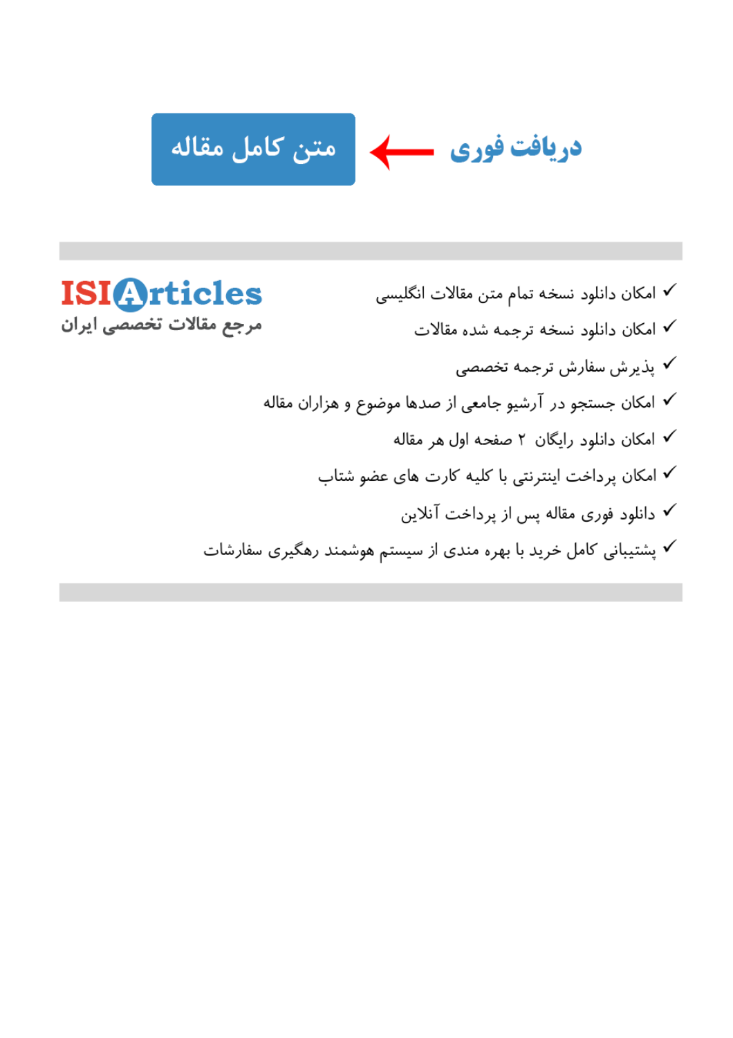دریافت فوری ← متن کامل مقاله

**ISIArticles**
مرجع مقالات تخصصی ایران

- ✓ امکان دانلود نسخه تمام متن مقالات انگلیسی
- ✓ امکان دانلود نسخه ترجمه شده مقالات
- ✓ پذیرش سفارش ترجمه تخصصی
- ✓ امکان جستجو در آرشیو جامعی از صدها موضوع و هزاران مقاله
- ✓ امکان دانلود رایگان ۲ صفحه اول هر مقاله
- ✓ امکان پرداخت اینترنتی با کلیه کارت های عضو شتاب
- ✓ دانلود فوری مقاله پس از پرداخت آنلاین
- ✓ پشتیبانی کامل خرید با بهره مندی از سیستم هوشمند رهگیری سفارشات